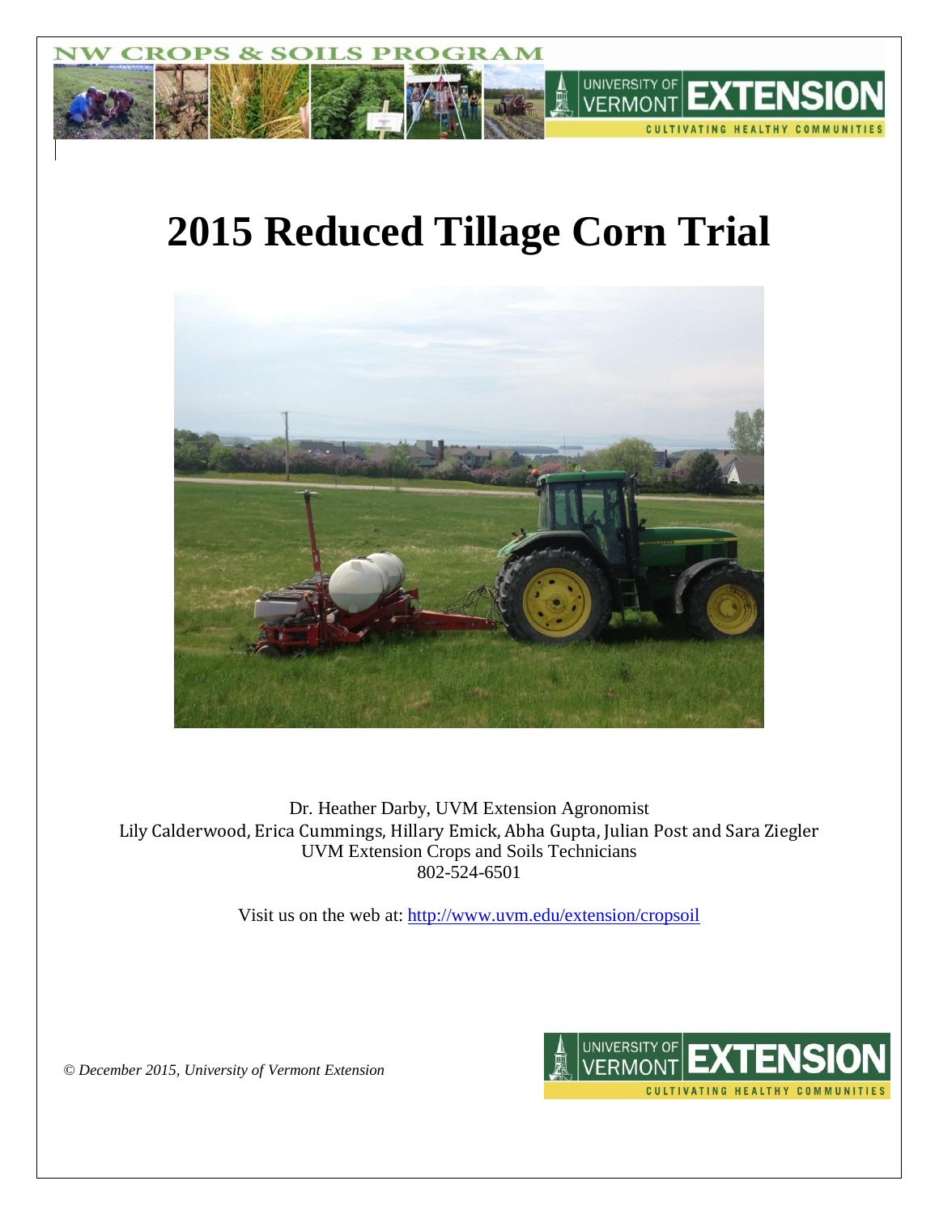# 2015 Reduced Tillage Corn Trial

Dr. Heather Darby, UVM Extension Agronomist
Lily Calderwood, Erica Cummings, Hillary Emick, Abha Gupta, Julian Post and Sara Ziegler
UVM Extension Crops and Soils Technicians
802-524-6501

Visit us on the web at: http://www.uvm.edu/extension/cropsoil

*© December 2015, University of Vermont Extension*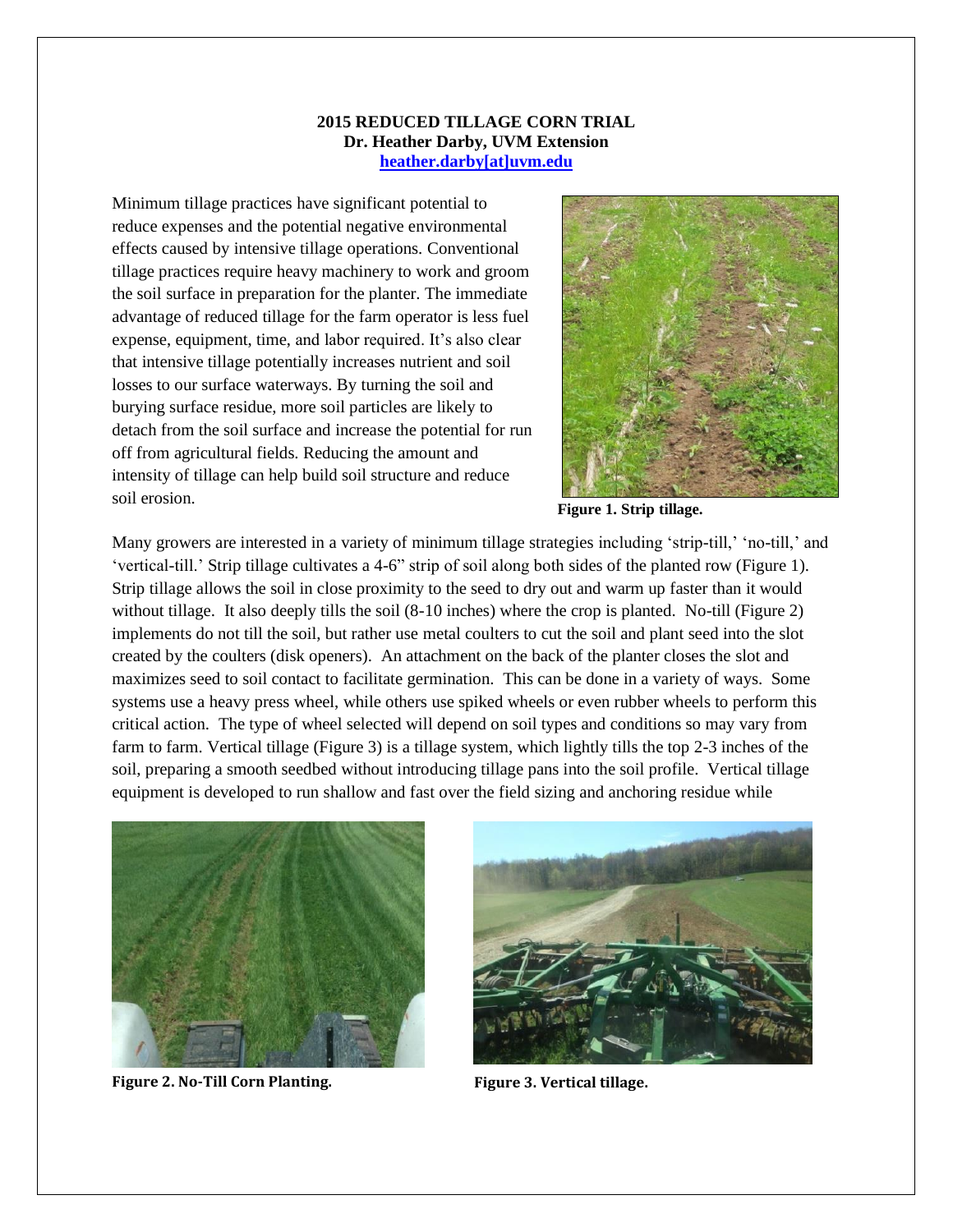**2015 REDUCED TILLAGE CORN TRIAL**
**Dr. Heather Darby, UVM Extension**
**[heather.darby[at]uvm.edu](mailto:heather.darby@uvm.edu)**

Minimum tillage practices have significant potential to reduce expenses and the potential negative environmental effects caused by intensive tillage operations. Conventional tillage practices require heavy machinery to work and groom the soil surface in preparation for the planter. The immediate advantage of reduced tillage for the farm operator is less fuel expense, equipment, time, and labor required. It's also clear that intensive tillage potentially increases nutrient and soil losses to our surface waterways. By turning the soil and burying surface residue, more soil particles are likely to detach from the soil surface and increase the potential for run off from agricultural fields. Reducing the amount and intensity of tillage can help build soil structure and reduce soil erosion.

**Figure 1. Strip tillage.**

Many growers are interested in a variety of minimum tillage strategies including 'strip-till,' 'no-till,' and 'vertical-till.' Strip tillage cultivates a 4-6" strip of soil along both sides of the planted row (Figure 1). Strip tillage allows the soil in close proximity to the seed to dry out and warm up faster than it would without tillage. It also deeply tills the soil (8-10 inches) where the crop is planted. No-till (Figure 2) implements do not till the soil, but rather use metal coulters to cut the soil and plant seed into the slot created by the coulters (disk openers). An attachment on the back of the planter closes the slot and maximizes seed to soil contact to facilitate germination. This can be done in a variety of ways. Some systems use a heavy press wheel, while others use spiked wheels or even rubber wheels to perform this critical action. The type of wheel selected will depend on soil types and conditions so may vary from farm to farm. Vertical tillage (Figure 3) is a tillage system, which lightly tills the top 2-3 inches of the soil, preparing a smooth seedbed without introducing tillage pans into the soil profile. Vertical tillage equipment is developed to run shallow and fast over the field sizing and anchoring residue while

**Figure 2. No-Till Corn Planting.**

**Figure 3. Vertical tillage.**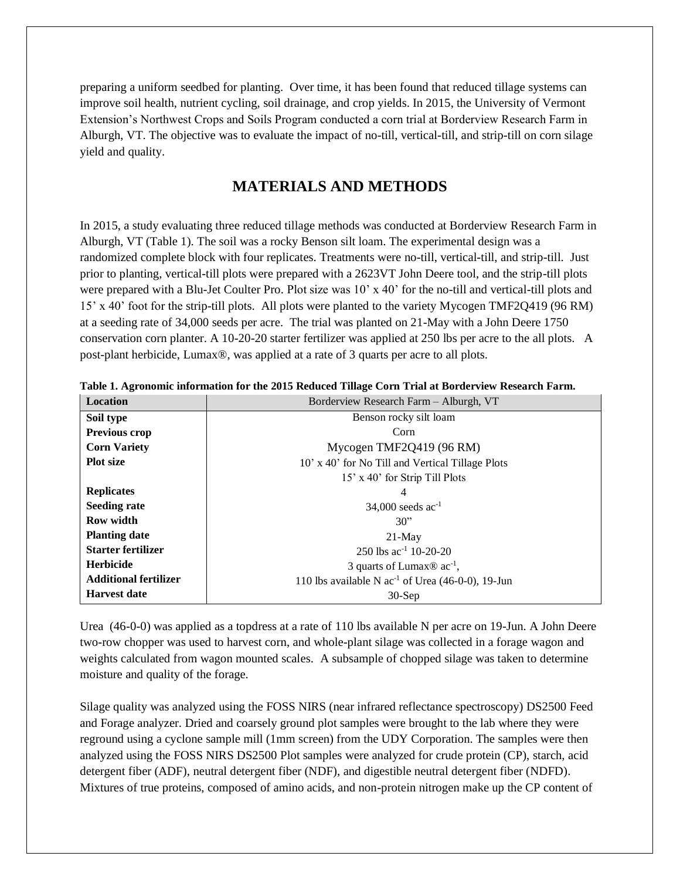preparing a uniform seedbed for planting. Over time, it has been found that reduced tillage systems can improve soil health, nutrient cycling, soil drainage, and crop yields. In 2015, the University of Vermont Extension's Northwest Crops and Soils Program conducted a corn trial at Borderview Research Farm in Alburgh, VT. The objective was to evaluate the impact of no-till, vertical-till, and strip-till on corn silage yield and quality.

## MATERIALS AND METHODS

In 2015, a study evaluating three reduced tillage methods was conducted at Borderview Research Farm in Alburgh, VT (Table 1). The soil was a rocky Benson silt loam. The experimental design was a randomized complete block with four replicates. Treatments were no-till, vertical-till, and strip-till. Just prior to planting, vertical-till plots were prepared with a 2623VT John Deere tool, and the strip-till plots were prepared with a Blu-Jet Coulter Pro. Plot size was 10' x 40' for the no-till and vertical-till plots and 15' x 40' foot for the strip-till plots. All plots were planted to the variety Mycogen TMF2Q419 (96 RM) at a seeding rate of 34,000 seeds per acre. The trial was planted on 21-May with a John Deere 1750 conservation corn planter. A 10-20-20 starter fertilizer was applied at 250 lbs per acre to the all plots. A post-plant herbicide, Lumax®, was applied at a rate of 3 quarts per acre to all plots.

**Table 1. Agronomic information for the 2015 Reduced Tillage Corn Trial at Borderview Research Farm.**

| Location | Borderview Research Farm – Alburgh, VT |
|---|---|
| **Soil type** | Benson rocky silt loam |
| **Previous crop** | Corn |
| **Corn Variety** | Mycogen TMF2Q419 (96 RM) |
| **Plot size** | 10' x 40' for No Till and Vertical Tillage Plots<br>15' x 40' for Strip Till Plots |
| **Replicates** | 4 |
| **Seeding rate** | 34,000 seeds $ac^{-1}$ |
| **Row width** | 30" |
| **Planting date** | 21-May |
| **Starter fertilizer** | 250 lbs $ac^{-1}$ 10-20-20 |
| **Herbicide** | 3 quarts of Lumax® $ac^{-1}$, |
| **Additional fertilizer** | 110 lbs available N $ac^{-1}$ of Urea (46-0-0), 19-Jun |
| **Harvest date** | 30-Sep |

Urea (46-0-0) was applied as a topdress at a rate of 110 lbs available N per acre on 19-Jun. A John Deere two-row chopper was used to harvest corn, and whole-plant silage was collected in a forage wagon and weights calculated from wagon mounted scales. A subsample of chopped silage was taken to determine moisture and quality of the forage.

Silage quality was analyzed using the FOSS NIRS (near infrared reflectance spectroscopy) DS2500 Feed and Forage analyzer. Dried and coarsely ground plot samples were brought to the lab where they were reground using a cyclone sample mill (1mm screen) from the UDY Corporation. The samples were then analyzed using the FOSS NIRS DS2500 Plot samples were analyzed for crude protein (CP), starch, acid detergent fiber (ADF), neutral detergent fiber (NDF), and digestible neutral detergent fiber (NDFD). Mixtures of true proteins, composed of amino acids, and non-protein nitrogen make up the CP content of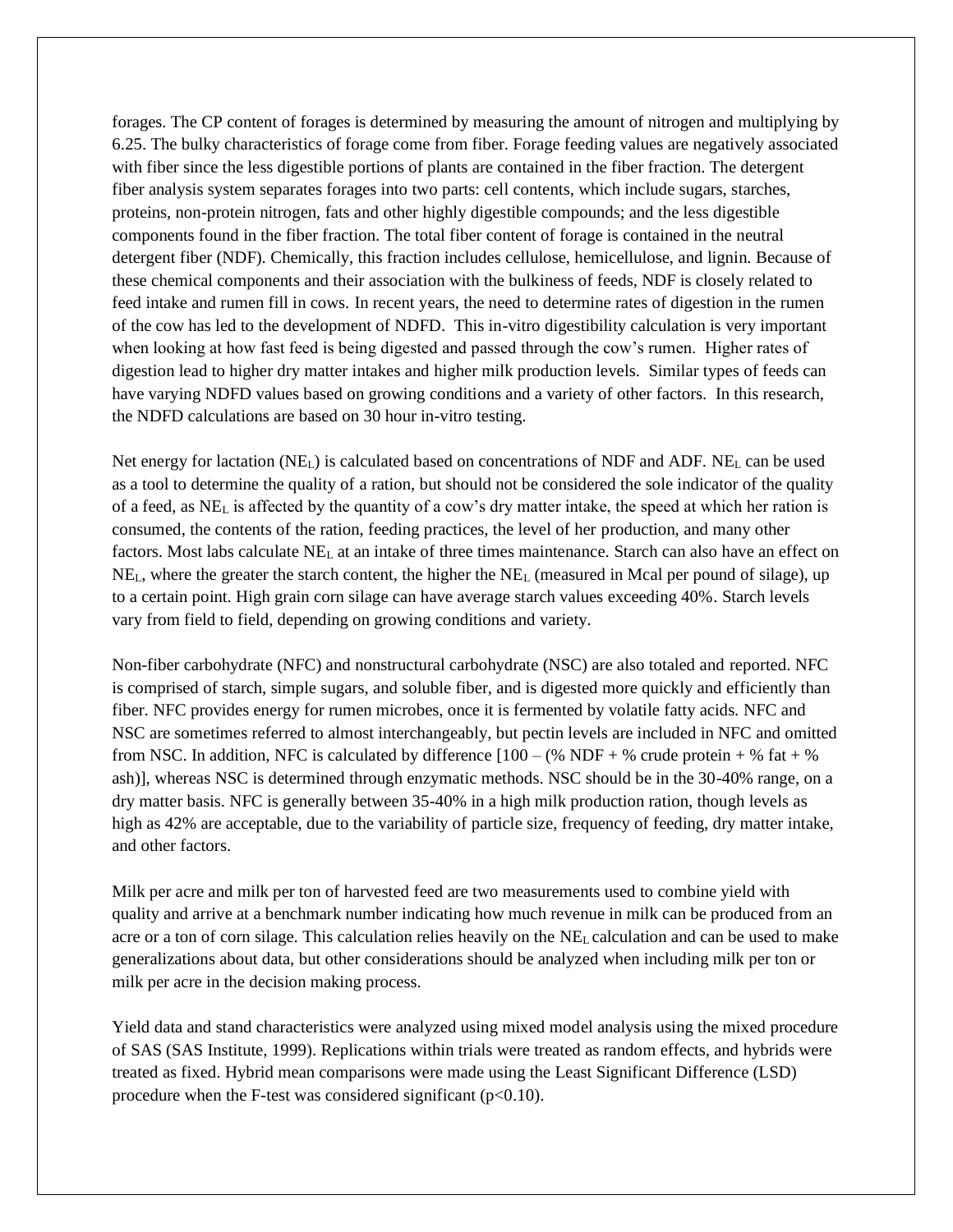forages. The CP content of forages is determined by measuring the amount of nitrogen and multiplying by 6.25. The bulky characteristics of forage come from fiber. Forage feeding values are negatively associated with fiber since the less digestible portions of plants are contained in the fiber fraction. The detergent fiber analysis system separates forages into two parts: cell contents, which include sugars, starches, proteins, non-protein nitrogen, fats and other highly digestible compounds; and the less digestible components found in the fiber fraction. The total fiber content of forage is contained in the neutral detergent fiber (NDF). Chemically, this fraction includes cellulose, hemicellulose, and lignin. Because of these chemical components and their association with the bulkiness of feeds, NDF is closely related to feed intake and rumen fill in cows. In recent years, the need to determine rates of digestion in the rumen of the cow has led to the development of NDFD. This in-vitro digestibility calculation is very important when looking at how fast feed is being digested and passed through the cow's rumen. Higher rates of digestion lead to higher dry matter intakes and higher milk production levels. Similar types of feeds can have varying NDFD values based on growing conditions and a variety of other factors. In this research, the NDFD calculations are based on 30 hour in-vitro testing.

Net energy for lactation ($NE_L$) is calculated based on concentrations of NDF and ADF. $NE_L$ can be used as a tool to determine the quality of a ration, but should not be considered the sole indicator of the quality of a feed, as $NE_L$ is affected by the quantity of a cow's dry matter intake, the speed at which her ration is consumed, the contents of the ration, feeding practices, the level of her production, and many other factors. Most labs calculate $NE_L$ at an intake of three times maintenance. Starch can also have an effect on $NE_L$, where the greater the starch content, the higher the $NE_L$ (measured in Mcal per pound of silage), up to a certain point. High grain corn silage can have average starch values exceeding 40%. Starch levels vary from field to field, depending on growing conditions and variety.

Non-fiber carbohydrate (NFC) and nonstructural carbohydrate (NSC) are also totaled and reported. NFC is comprised of starch, simple sugars, and soluble fiber, and is digested more quickly and efficiently than fiber. NFC provides energy for rumen microbes, once it is fermented by volatile fatty acids. NFC and NSC are sometimes referred to almost interchangeably, but pectin levels are included in NFC and omitted from NSC. In addition, NFC is calculated by difference [100 – (% NDF + % crude protein + % fat + % ash)], whereas NSC is determined through enzymatic methods. NSC should be in the 30-40% range, on a dry matter basis. NFC is generally between 35-40% in a high milk production ration, though levels as high as 42% are acceptable, due to the variability of particle size, frequency of feeding, dry matter intake, and other factors.

Milk per acre and milk per ton of harvested feed are two measurements used to combine yield with quality and arrive at a benchmark number indicating how much revenue in milk can be produced from an acre or a ton of corn silage. This calculation relies heavily on the $NE_L$ calculation and can be used to make generalizations about data, but other considerations should be analyzed when including milk per ton or milk per acre in the decision making process.

Yield data and stand characteristics were analyzed using mixed model analysis using the mixed procedure of SAS (SAS Institute, 1999). Replications within trials were treated as random effects, and hybrids were treated as fixed. Hybrid mean comparisons were made using the Least Significant Difference (LSD) procedure when the F-test was considered significant ($p<0.10$).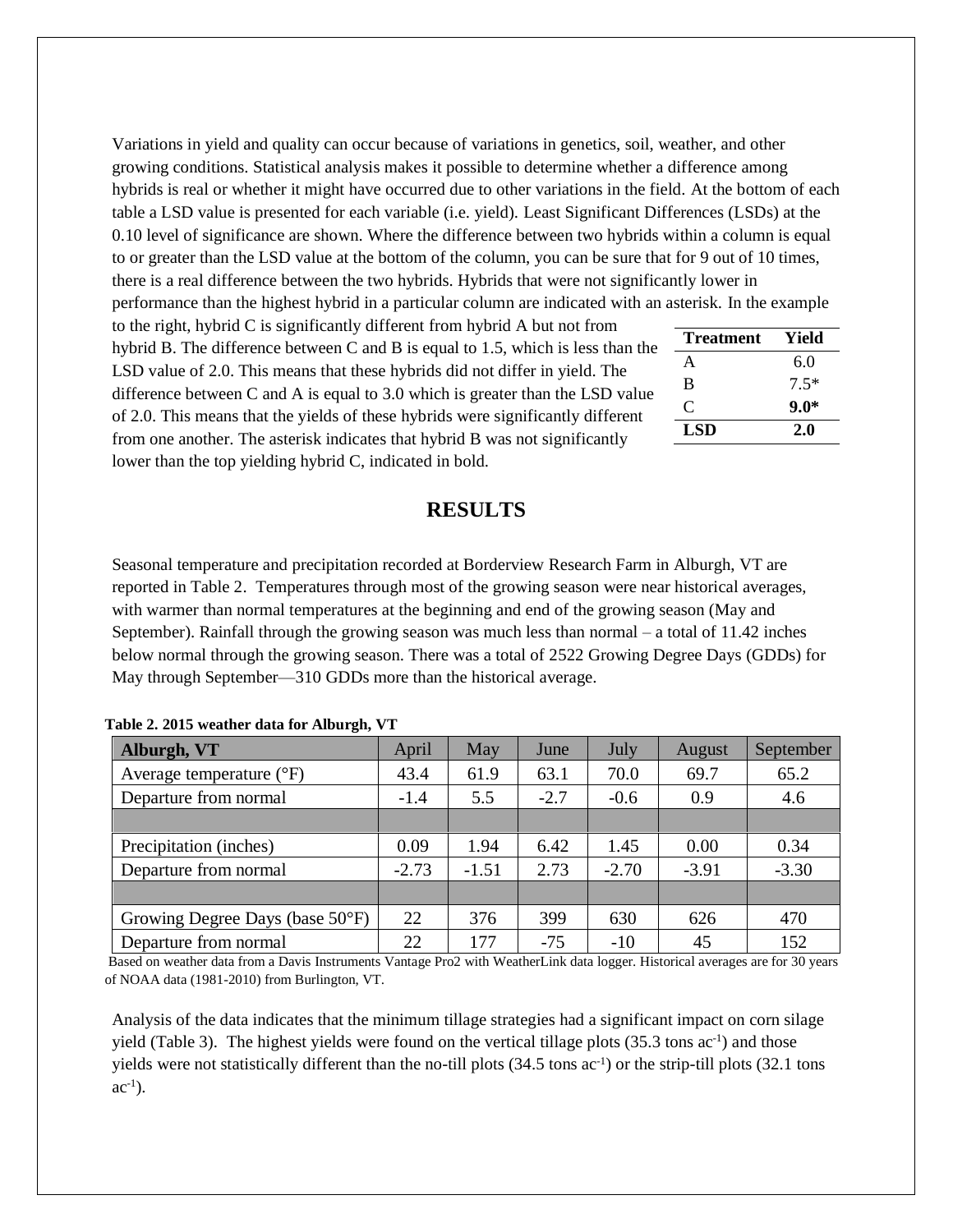Variations in yield and quality can occur because of variations in genetics, soil, weather, and other growing conditions. Statistical analysis makes it possible to determine whether a difference among hybrids is real or whether it might have occurred due to other variations in the field. At the bottom of each table a LSD value is presented for each variable (i.e. yield). Least Significant Differences (LSDs) at the 0.10 level of significance are shown. Where the difference between two hybrids within a column is equal to or greater than the LSD value at the bottom of the column, you can be sure that for 9 out of 10 times, there is a real difference between the two hybrids. Hybrids that were not significantly lower in performance than the highest hybrid in a particular column are indicated with an asterisk. In the example to the right, hybrid C is significantly different from hybrid A but not from hybrid B. The difference between C and B is equal to 1.5, which is less than the LSD value of 2.0. This means that these hybrids did not differ in yield. The difference between C and A is equal to 3.0 which is greater than the LSD value of 2.0. This means that the yields of these hybrids were significantly different from one another. The asterisk indicates that hybrid B was not significantly lower than the top yielding hybrid C, indicated in bold.

| Treatment | Yield |
|---|---|
| A | 6.0 |
| B | 7.5* |
| C | **9.0*** |
| **LSD** | **2.0** |

## RESULTS

Seasonal temperature and precipitation recorded at Borderview Research Farm in Alburgh, VT are reported in Table 2. Temperatures through most of the growing season were near historical averages, with warmer than normal temperatures at the beginning and end of the growing season (May and September). Rainfall through the growing season was much less than normal – a total of 11.42 inches below normal through the growing season. There was a total of 2522 Growing Degree Days (GDDs) for May through September—310 GDDs more than the historical average.

**Table 2. 2015 weather data for Alburgh, VT**

| **Alburgh, VT** | April | May | June | July | August | September |
|---|---|---|---|---|---|---|
| Average temperature (°F) | 43.4 | 61.9 | 63.1 | 70.0 | 69.7 | 65.2 |
| Departure from normal | -1.4 | 5.5 | -2.7 | -0.6 | 0.9 | 4.6 |
| | | | | | | |
| Precipitation (inches) | 0.09 | 1.94 | 6.42 | 1.45 | 0.00 | 0.34 |
| Departure from normal | -2.73 | -1.51 | 2.73 | -2.70 | -3.91 | -3.30 |
| | | | | | | |
| Growing Degree Days (base 50°F) | 22 | 376 | 399 | 630 | 626 | 470 |
| Departure from normal | 22 | 177 | -75 | -10 | 45 | 152 |

Based on weather data from a Davis Instruments Vantage Pro2 with WeatherLink data logger. Historical averages are for 30 years of NOAA data (1981-2010) from Burlington, VT.

Analysis of the data indicates that the minimum tillage strategies had a significant impact on corn silage yield (Table 3). The highest yields were found on the vertical tillage plots (35.3 tons $ac^{-1}$) and those yields were not statistically different than the no-till plots (34.5 tons $ac^{-1}$) or the strip-till plots (32.1 tons $ac^{-1}$).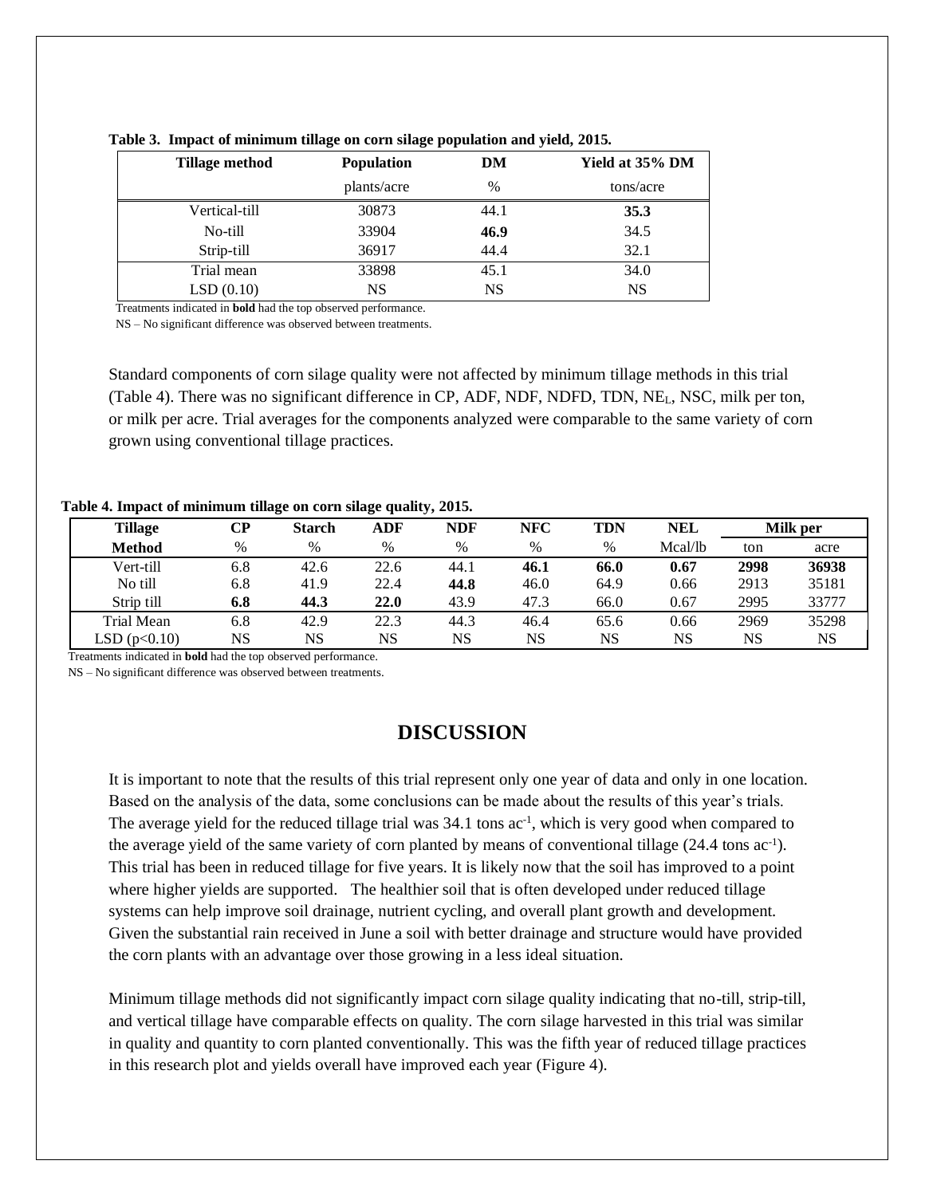**Table 3. Impact of minimum tillage on corn silage population and yield, 2015.**

| Tillage method | Population | DM | Yield at 35% DM |
|---|---|---|---|
| | plants/acre | % | tons/acre |
| Vertical-till | 30873 | 44.1 | **35.3** |
| No-till | 33904 | **46.9** | 34.5 |
| Strip-till | 36917 | 44.4 | 32.1 |
| Trial mean | 33898 | 45.1 | 34.0 |
| LSD (0.10) | NS | NS | NS |

Treatments indicated in **bold** had the top observed performance.
NS – No significant difference was observed between treatments.

Standard components of corn silage quality were not affected by minimum tillage methods in this trial (Table 4). There was no significant difference in CP, ADF, NDF, NDFD, TDN, $NE_L$, NSC, milk per ton, or milk per acre. Trial averages for the components analyzed were comparable to the same variety of corn grown using conventional tillage practices.

**Table 4. Impact of minimum tillage on corn silage quality, 2015.**

| Tillage | CP | Starch | ADF | NDF | NFC | TDN | NEL | Milk per | |
|---|---|---|---|---|---|---|---|---|---|
| Method | % | % | % | % | % | % | Mcal/lb | ton | acre |
| Vert-till | 6.8 | 42.6 | 22.6 | 44.1 | **46.1** | **66.0** | **0.67** | **2998** | **36938** |
| No till | 6.8 | 41.9 | 22.4 | **44.8** | 46.0 | 64.9 | 0.66 | 2913 | 35181 |
| Strip till | **6.8** | **44.3** | **22.0** | 43.9 | 47.3 | 66.0 | 0.67 | 2995 | 33777 |
| Trial Mean | 6.8 | 42.9 | 22.3 | 44.3 | 46.4 | 65.6 | 0.66 | 2969 | 35298 |
| LSD (p<0.10) | NS | NS | NS | NS | NS | NS | NS | NS | NS |

Treatments indicated in **bold** had the top observed performance.
NS – No significant difference was observed between treatments.

## DISCUSSION

It is important to note that the results of this trial represent only one year of data and only in one location. Based on the analysis of the data, some conclusions can be made about the results of this year's trials. The average yield for the reduced tillage trial was 34.1 tons $ac^{-1}$, which is very good when compared to the average yield of the same variety of corn planted by means of conventional tillage (24.4 tons $ac^{-1}$). This trial has been in reduced tillage for five years. It is likely now that the soil has improved to a point where higher yields are supported. The healthier soil that is often developed under reduced tillage systems can help improve soil drainage, nutrient cycling, and overall plant growth and development. Given the substantial rain received in June a soil with better drainage and structure would have provided the corn plants with an advantage over those growing in a less ideal situation.

Minimum tillage methods did not significantly impact corn silage quality indicating that no-till, strip-till, and vertical tillage have comparable effects on quality. The corn silage harvested in this trial was similar in quality and quantity to corn planted conventionally. This was the fifth year of reduced tillage practices in this research plot and yields overall have improved each year (Figure 4).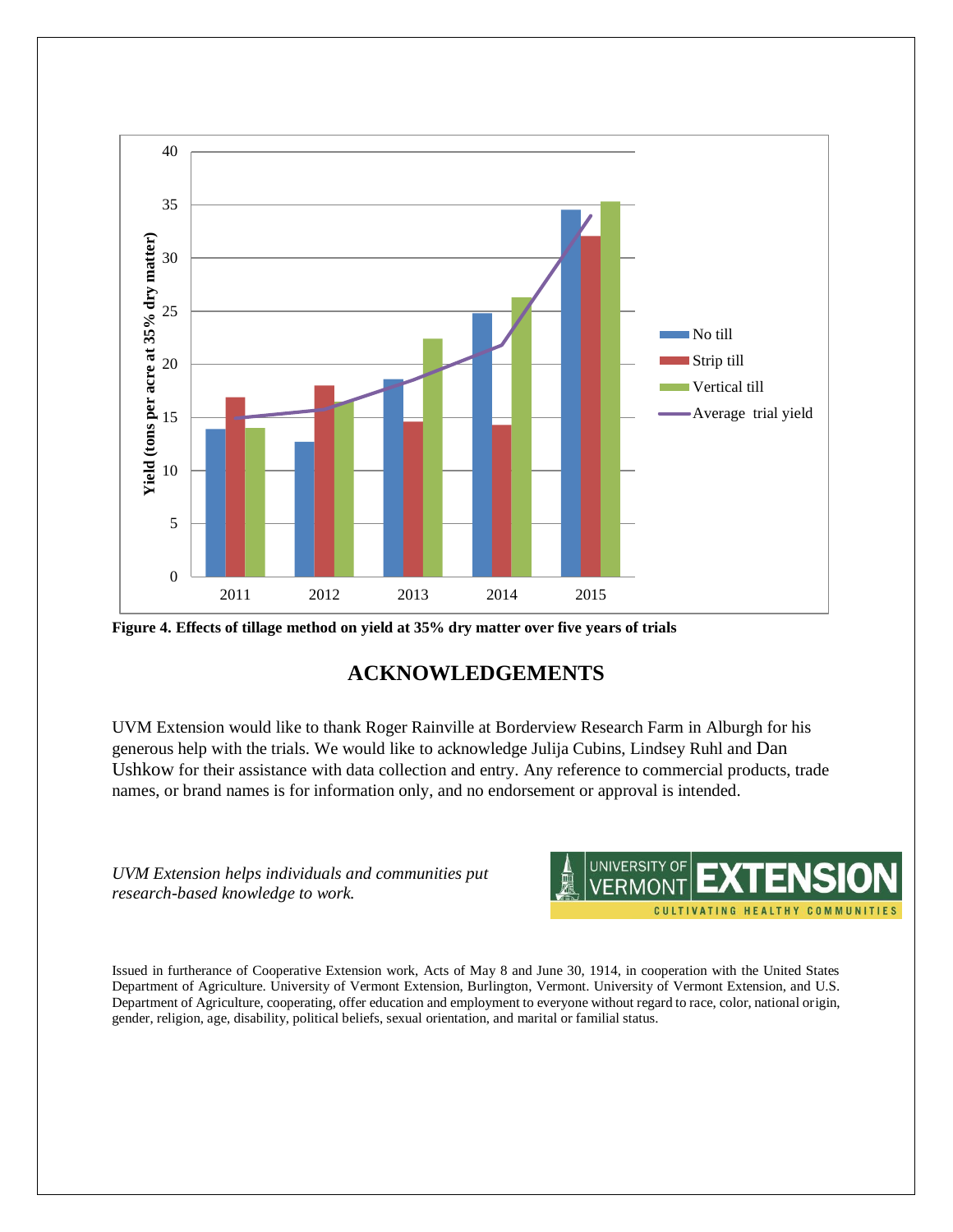40
35
30
25
20
15
10
5
0

Yield (tons per acre at 35% dry matter)

2011 2012 2013 2014 2015

No till
Strip till
Vertical till
Average trial yield

**Figure 4. Effects of tillage method on yield at 35% dry matter over five years of trials**

## ACKNOWLEDGEMENTS

UVM Extension would like to thank Roger Rainville at Borderview Research Farm in Alburgh for his generous help with the trials. We would like to acknowledge Julija Cubins, Lindsey Ruhl and Dan Ushkow for their assistance with data collection and entry. Any reference to commercial products, trade names, or brand names is for information only, and no endorsement or approval is intended.

*UVM Extension helps individuals and communities put research-based knowledge to work.*

UNIVERSITY OF VERMONT EXTENSION
CULTIVATING HEALTHY COMMUNITIES

Issued in furtherance of Cooperative Extension work, Acts of May 8 and June 30, 1914, in cooperation with the United States Department of Agriculture. University of Vermont Extension, Burlington, Vermont. University of Vermont Extension, and U.S. Department of Agriculture, cooperating, offer education and employment to everyone without regard to race, color, national origin, gender, religion, age, disability, political beliefs, sexual orientation, and marital or familial status.